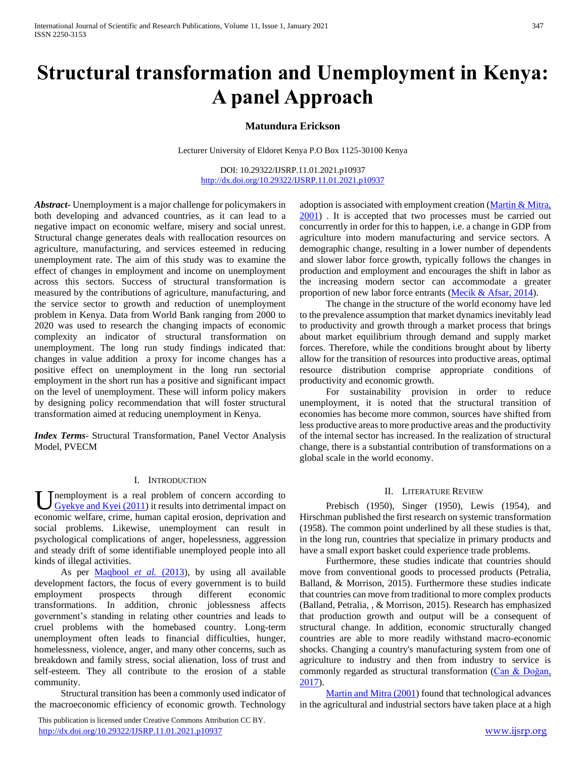# Structural transformation and Unemployment in Kenya: A panel Approach

**Matundura Erickson**

Lecturer University of Eldoret Kenya P.O Box 1125-30100 Kenya

DOI: 10.29322/IJSRP.11.01.2021.p10937
http://dx.doi.org/10.29322/IJSRP.11.01.2021.p10937

***Abstract*-** Unemployment is a major challenge for policymakers in both developing and advanced countries, as it can lead to a negative impact on economic welfare, misery and social unrest. Structural change generates deals with reallocation resources on agriculture, manufacturing, and services esteemed in reducing unemployment rate. The aim of this study was to examine the effect of changes in employment and income on unemployment across this sectors. Success of structural transformation is measured by the contributions of agriculture, manufacturing, and the service sector to growth and reduction of unemployment problem in Kenya. Data from World Bank ranging from 2000 to 2020 was used to research the changing impacts of economic complexity an indicator of structural transformation on unemployment. The long run study findings indicated that: changes in value addition a proxy for income changes has a positive effect on unemployment in the long run sectorial employment in the short run has a positive and significant impact on the level of unemployment. These will inform policy makers by designing policy recommendation that will foster structural transformation aimed at reducing unemployment in Kenya.

***Index Terms*-** Structural Transformation, Panel Vector Analysis Model, PVECM

## I. Introduction

Unemployment is a real problem of concern according to Gyekye and Kyei (2011) it results into detrimental impact on economic welfare, crime, human capital erosion, deprivation and social problems. Likewise, unemployment can result in psychological complications of anger, hopelessness, aggression and steady drift of some identifiable unemployed people into all kinds of illegal activities.

As per Maqbool *et al.* (2013), by using all available development factors, the focus of every government is to build employment prospects through different economic transformations. In addition, chronic joblessness affects government's standing in relating other countries and leads to cruel problems with the homebased country. Long-term unemployment often leads to financial difficulties, hunger, homelessness, violence, anger, and many other concerns, such as breakdown and family stress, social alienation, loss of trust and self-esteem. They all contribute to the erosion of a stable community.

Structural transition has been a commonly used indicator of the macroeconomic efficiency of economic growth. Technology adoption is associated with employment creation (Martin & Mitra, 2001) . It is accepted that two processes must be carried out concurrently in order for this to happen, i.e. a change in GDP from agriculture into modern manufacturing and service sectors. A demographic change, resulting in a lower number of dependents and slower labor force growth, typically follows the changes in production and employment and encourages the shift in labor as the increasing modern sector can accommodate a greater proportion of new labor force entrants (Mecik & Afsar, 2014).

The change in the structure of the world economy have led to the prevalence assumption that market dynamics inevitably lead to productivity and growth through a market process that brings about market equilibrium through demand and supply market forces. Therefore, while the conditions brought about by liberty allow for the transition of resources into productive areas, optimal resource distribution comprise appropriate conditions of productivity and economic growth.

For sustainability provision in order to reduce unemployment, it is noted that the structural transition of economies has become more common, sources have shifted from less productive areas to more productive areas and the productivity of the internal sector has increased. In the realization of structural change, there is a substantial contribution of transformations on a global scale in the world economy.

## II. Literature Review

Prebisch (1950), Singer (1950), Lewis (1954), and Hirschman published the first research on systemic transformation (1958). The common point underlined by all these studies is that, in the long run, countries that specialize in primary products and have a small export basket could experience trade problems.

Furthermore, these studies indicate that countries should move from conventional goods to processed products (Petralia, Balland, & Morrison, 2015). Furthermore these studies indicate that countries can move from traditional to more complex products (Balland, Petralia, , & Morrison, 2015). Research has emphasized that production growth and output will be a consequent of structural change. In addition, economic structurally changed countries are able to more readily withstand macro-economic shocks. Changing a country's manufacturing system from one of agriculture to industry and then from industry to service is commonly regarded as structural transformation (Can & Doğan, 2017).

Martin and Mitra (2001) found that technological advances in the agricultural and industrial sectors have taken place at a high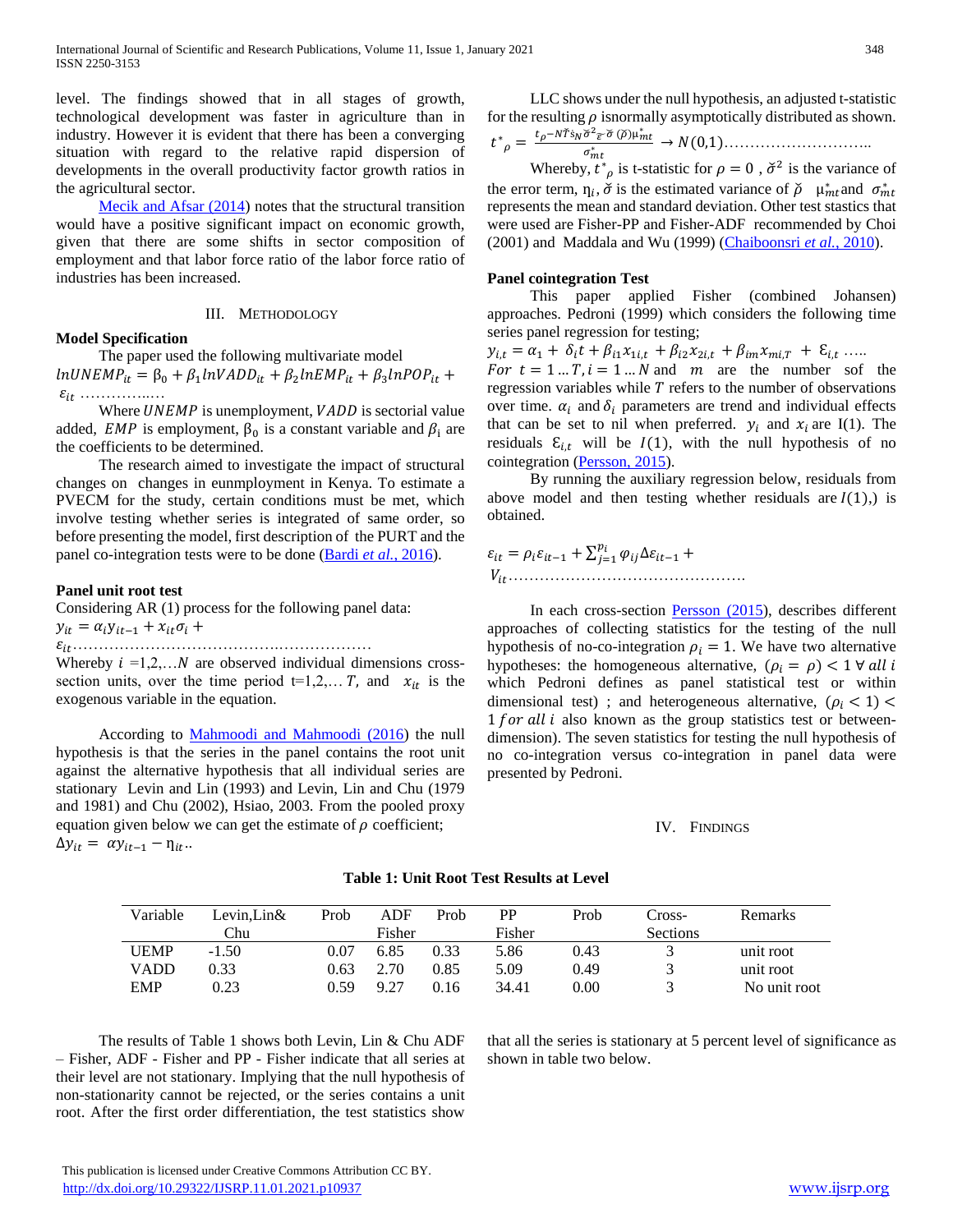level. The findings showed that in all stages of growth, technological development was faster in agriculture than in industry. However it is evident that there has been a converging situation with regard to the relative rapid dispersion of developments in the overall productivity factor growth ratios in the agricultural sector.

Mecik and Afsar (2014) notes that the structural transition would have a positive significant impact on economic growth, given that there are some shifts in sector composition of employment and that labor force ratio of the labor force ratio of industries has been increased.

## III. METHODOLOGY

### Model Specification

The paper used the following multivariate model

$lnUNEMP_{it} = \beta_0 + \beta_1 lnVADD_{it} + \beta_2 lnEMP_{it} + \beta_3 lnPOP_{it} + \varepsilon_{it}$ ……………..…

Where $UNEMP$ is unemployment, $VADD$ is sectorial value added, $EMP$ is employment, $\beta_0$ is a constant variable and $\beta_i$ are the coefficients to be determined.

The research aimed to investigate the impact of structural changes on changes in eunmployment in Kenya. To estimate a PVECM for the study, certain conditions must be met, which involve testing whether series is integrated of same order, so before presenting the model, first description of the PURT and the panel co-integration tests were to be done (Bardi *et al.*, 2016).

### Panel unit root test

Considering AR (1) process for the following panel data:

$y_{it} = \alpha_i y_{it-1} + x_{it}\sigma_i + \varepsilon_{it}$……………………………….……………….

Whereby $i$ =1,2,…$N$ are observed individual dimensions cross-section units, over the time period t=1,2,… $T$, and $x_{it}$ is the exogenous variable in the equation.

According to Mahmoodi and Mahmoodi (2016) the null hypothesis is that the series in the panel contains the root unit against the alternative hypothesis that all individual series are stationary Levin and Lin (1993) and Levin, Lin and Chu (1979 and 1981) and Chu (2002), Hsiao, 2003. From the pooled proxy equation given below we can get the estimate of $\rho$ coefficient;

$\Delta y_{it} = \alpha y_{it-1} - \eta_{it}$..

LLC shows under the null hypothesis, an adjusted t-statistic for the resulting $\rho$ isnormally asymptotically distributed as shown.

$t^*_{\rho} = \frac{t_{\rho} - N\tilde{T}\hat{s}_N \breve{\sigma}^2_{\bar{\varepsilon}} \breve{\sigma}(\breve{\rho})\mu^*_{mt}}{\sigma^*_{mt}} \rightarrow N(0,1)$………………………..

Whereby, $t^*_{\rho}$ is t-statistic for $\rho = 0$ , $\breve{\sigma}^2$ is the variance of the error term, $\eta_i$, $\breve{\sigma}$ is the estimated variance of $\breve{\rho}$ $\mu^*_{mt}$and $\sigma^*_{mt}$ represents the mean and standard deviation. Other test stastics that were used are Fisher-PP and Fisher-ADF recommended by Choi (2001) and Maddala and Wu (1999) (Chaiboonsri *et al.*, 2010).

### Panel cointegration Test

This paper applied Fisher (combined Johansen) approaches. Pedroni (1999) which considers the following time series panel regression for testing;

$y_{i,t} = \alpha_1 + \delta_i t + \beta_{i1} x_{1i,t} + \beta_{i2} x_{2i,t} + \beta_{im} x_{mi,T} + \varepsilon_{i,t}$ …..

$For\ t = 1 \ldots T, i = 1 \ldots N$ and $m$ are the number sof the regression variables while $T$ refers to the number of observations over time. $\alpha_i$ and $\delta_i$ parameters are trend and individual effects that can be set to nil when preferred. $y_i$ and $x_i$ are I(1). The residuals $\varepsilon_{i,t}$ will be $I(1)$, with the null hypothesis of no cointegration (Persson, 2015).

By running the auxiliary regression below, residuals from above model and then testing whether residuals are $I(1)$,) is obtained.

$\varepsilon_{it} = \rho_i \varepsilon_{it-1} + \sum_{j=1}^{p_i} \varphi_{ij} \Delta\varepsilon_{it-1} + V_{it}$……………………………………….

In each cross-section Persson (2015), describes different approaches of collecting statistics for the testing of the null hypothesis of no-co-integration $\rho_i = 1$. We have two alternative hypotheses: the homogeneous alternative, $(\rho_i = \rho) < 1\ \forall\ all\ i$ which Pedroni defines as panel statistical test or within dimensional test) ; and heterogeneous alternative, $(\rho_i < 1) < 1\ for\ all\ i$ also known as the group statistics test or between-dimension). The seven statistics for testing the null hypothesis of no co-integration versus co-integration in panel data were presented by Pedroni.

## IV. FINDINGS

**Table 1: Unit Root Test Results at Level**

| Variable | Levin,Lin& Chu | Prob | ADF Fisher | Prob | PP Fisher | Prob | Cross-Sections | Remarks |
|---|---|---|---|---|---|---|---|---|
| UEMP | -1.50 | 0.07 | 6.85 | 0.33 | 5.86 | 0.43 | 3 | unit root |
| VADD | 0.33 | 0.63 | 2.70 | 0.85 | 5.09 | 0.49 | 3 | unit root |
| EMP | 0.23 | 0.59 | 9.27 | 0.16 | 34.41 | 0.00 | 3 | No unit root |

The results of Table 1 shows both Levin, Lin & Chu ADF – Fisher, ADF - Fisher and PP - Fisher indicate that all series at their level are not stationary. Implying that the null hypothesis of non-stationarity cannot be rejected, or the series contains a unit root. After the first order differentiation, the test statistics show that all the series is stationary at 5 percent level of significance as shown in table two below.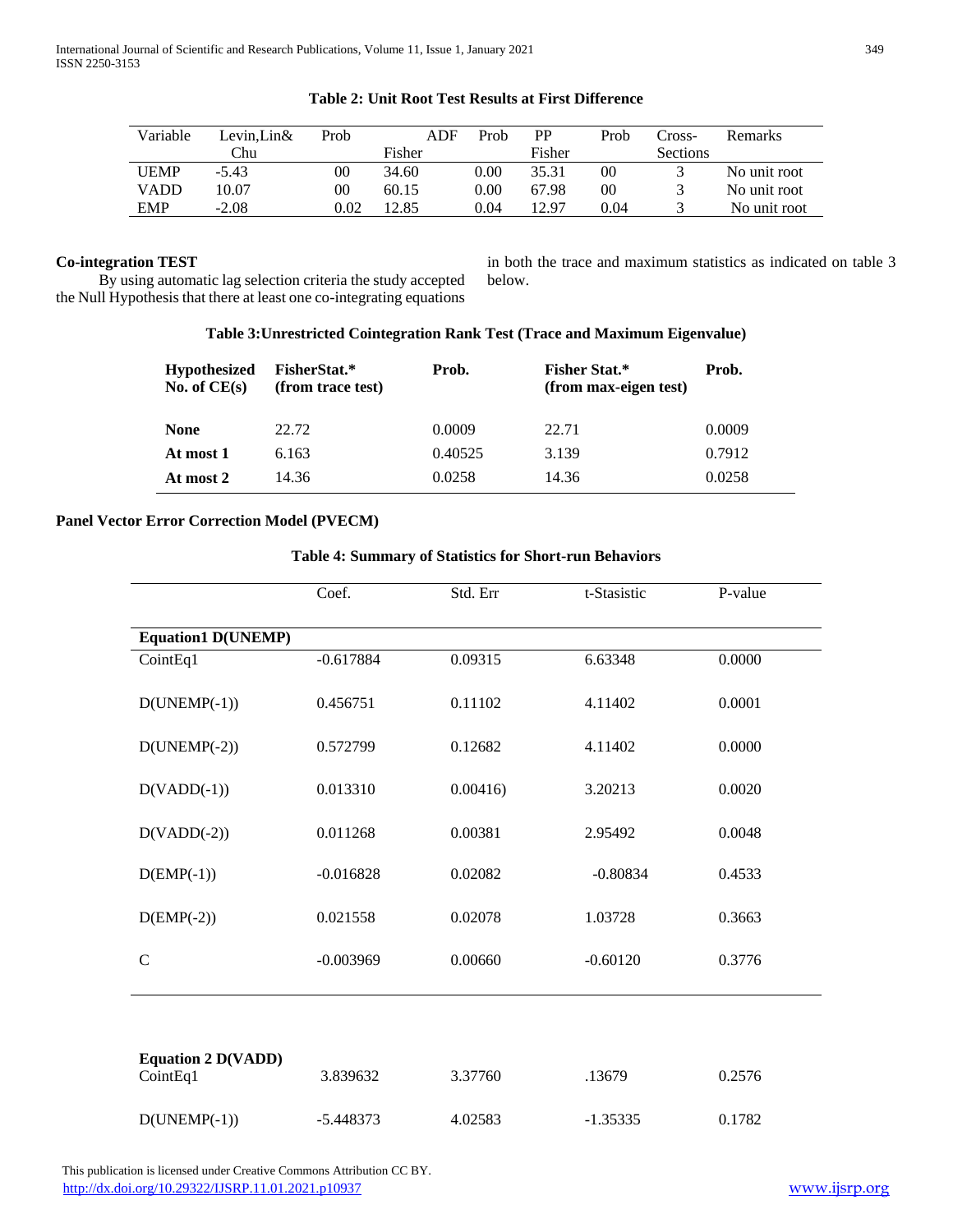**Table 2: Unit Root Test Results at First Difference**

| Variable | Levin,Lin& Chu | Prob | ADF Fisher | Prob | PP Fisher | Prob | Cross-Sections | Remarks |
|---|---|---|---|---|---|---|---|---|
| UEMP | -5.43 | 00 | 34.60 | 0.00 | 35.31 | 00 | 3 | No unit root |
| VADD | 10.07 | 00 | 60.15 | 0.00 | 67.98 | 00 | 3 | No unit root |
| EMP | -2.08 | 0.02 | 12.85 | 0.04 | 12.97 | 0.04 | 3 | No unit root |

**Co-integration TEST**

By using automatic lag selection criteria the study accepted the Null Hypothesis that there at least one co-integrating equations in both the trace and maximum statistics as indicated on table 3 below.

**Table 3:Unrestricted Cointegration Rank Test (Trace and Maximum Eigenvalue)**

| Hypothesized No. of CE(s) | FisherStat.* (from trace test) | Prob. | Fisher Stat.* (from max-eigen test) | Prob. |
|---|---|---|---|---|
| **None** | 22.72 | 0.0009 | 22.71 | 0.0009 |
| **At most 1** | 6.163 | 0.40525 | 3.139 | 0.7912 |
| **At most 2** | 14.36 | 0.0258 | 14.36 | 0.0258 |

**Panel Vector Error Correction Model (PVECM)**

**Table 4: Summary of Statistics for Short-run Behaviors**

| | Coef. | Std. Err | t-Stasistic | P-value |
|---|---|---|---|---|
| **Equation1 D(UNEMP)** | | | | |
| CointEq1 | -0.617884 | 0.09315 | 6.63348 | 0.0000 |
| D(UNEMP(-1)) | 0.456751 | 0.11102 | 4.11402 | 0.0001 |
| D(UNEMP(-2)) | 0.572799 | 0.12682 | 4.11402 | 0.0000 |
| D(VADD(-1)) | 0.013310 | 0.00416) | 3.20213 | 0.0020 |
| D(VADD(-2)) | 0.011268 | 0.00381 | 2.95492 | 0.0048 |
| D(EMP(-1)) | -0.016828 | 0.02082 | -0.80834 | 0.4533 |
| D(EMP(-2)) | 0.021558 | 0.02078 | 1.03728 | 0.3663 |
| C | -0.003969 | 0.00660 | -0.60120 | 0.3776 |
| **Equation 2 D(VADD)** | | | | |
| CointEq1 | 3.839632 | 3.37760 | .13679 | 0.2576 |
| D(UNEMP(-1)) | -5.448373 | 4.02583 | -1.35335 | 0.1782 |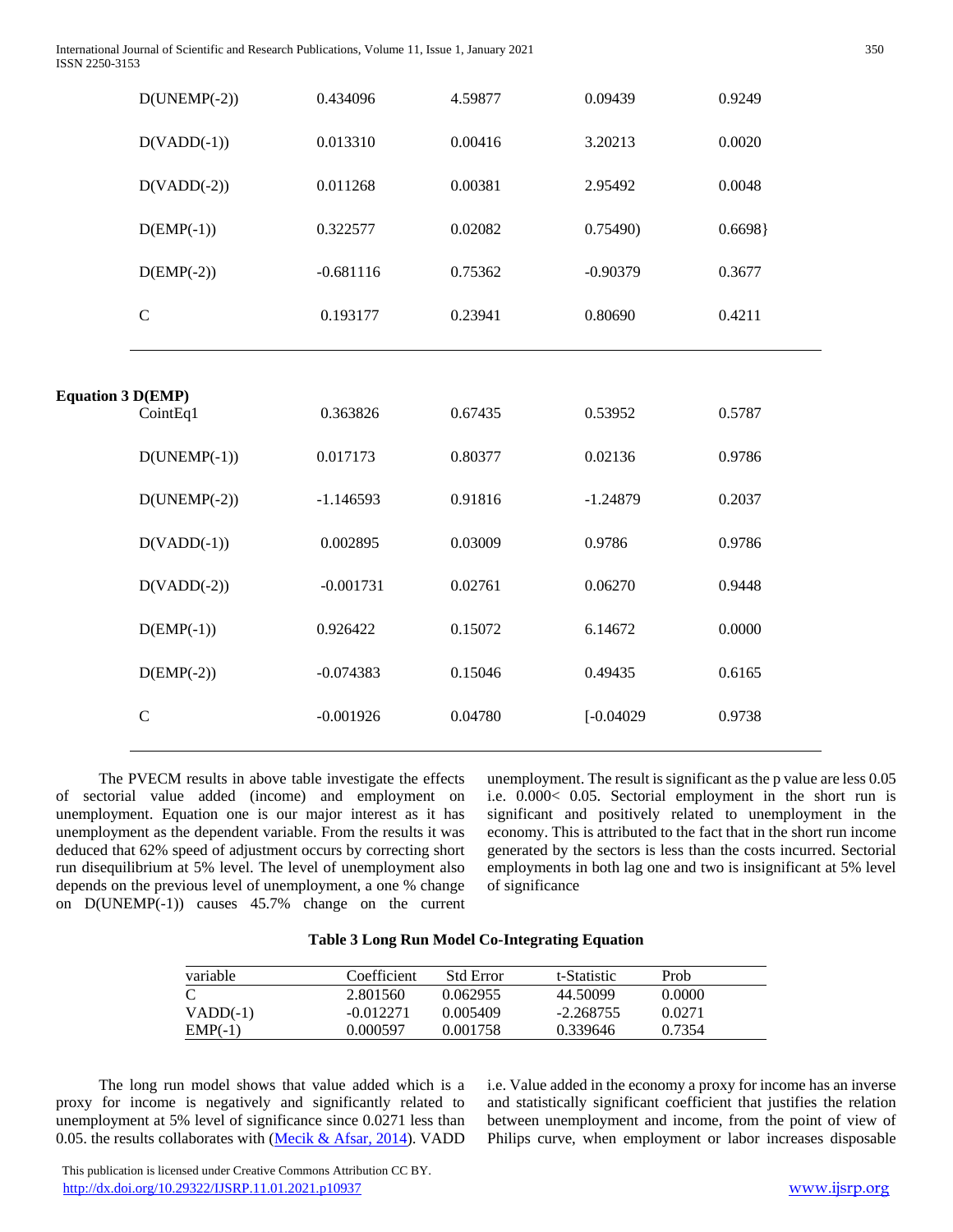| | | | | |
|---|---|---|---|---|
| D(UNEMP(-2)) | 0.434096 | 4.59877 | 0.09439 | 0.9249 |
| D(VADD(-1)) | 0.013310 | 0.00416 | 3.20213 | 0.0020 |
| D(VADD(-2)) | 0.011268 | 0.00381 | 2.95492 | 0.0048 |
| D(EMP(-1)) | 0.322577 | 0.02082 | 0.75490) | 0.6698} |
| D(EMP(-2)) | -0.681116 | 0.75362 | -0.90379 | 0.3677 |
| C | 0.193177 | 0.23941 | 0.80690 | 0.4211 |
| **Equation 3 D(EMP)** | | | | |
| CointEq1 | 0.363826 | 0.67435 | 0.53952 | 0.5787 |
| D(UNEMP(-1)) | 0.017173 | 0.80377 | 0.02136 | 0.9786 |
| D(UNEMP(-2)) | -1.146593 | 0.91816 | -1.24879 | 0.2037 |
| D(VADD(-1)) | 0.002895 | 0.03009 | 0.9786 | 0.9786 |
| D(VADD(-2)) | -0.001731 | 0.02761 | 0.06270 | 0.9448 |
| D(EMP(-1)) | 0.926422 | 0.15072 | 6.14672 | 0.0000 |
| D(EMP(-2)) | -0.074383 | 0.15046 | 0.49435 | 0.6165 |
| C | -0.001926 | 0.04780 | [-0.04029 | 0.9738 |

The PVECM results in above table investigate the effects of sectorial value added (income) and employment on unemployment. Equation one is our major interest as it has unemployment as the dependent variable. From the results it was deduced that 62% speed of adjustment occurs by correcting short run disequilibrium at 5% level. The level of unemployment also depends on the previous level of unemployment, a one % change on D(UNEMP(-1)) causes 45.7% change on the current unemployment. The result is significant as the p value are less 0.05 i.e. 0.000< 0.05. Sectorial employment in the short run is significant and positively related to unemployment in the economy. This is attributed to the fact that in the short run income generated by the sectors is less than the costs incurred. Sectorial employments in both lag one and two is insignificant at 5% level of significance

**Table 3 Long Run Model Co-Integrating Equation**

| variable | Coefficient | Std Error | t-Statistic | Prob |
|---|---|---|---|---|
| C | 2.801560 | 0.062955 | 44.50099 | 0.0000 |
| VADD(-1) | -0.012271 | 0.005409 | -2.268755 | 0.0271 |
| EMP(-1) | 0.000597 | 0.001758 | 0.339646 | 0.7354 |

The long run model shows that value added which is a proxy for income is negatively and significantly related to unemployment at 5% level of significance since 0.0271 less than 0.05. the results collaborates with (Mecik & Afsar, 2014). VADD i.e. Value added in the economy a proxy for income has an inverse and statistically significant coefficient that justifies the relation between unemployment and income, from the point of view of Philips curve, when employment or labor increases disposable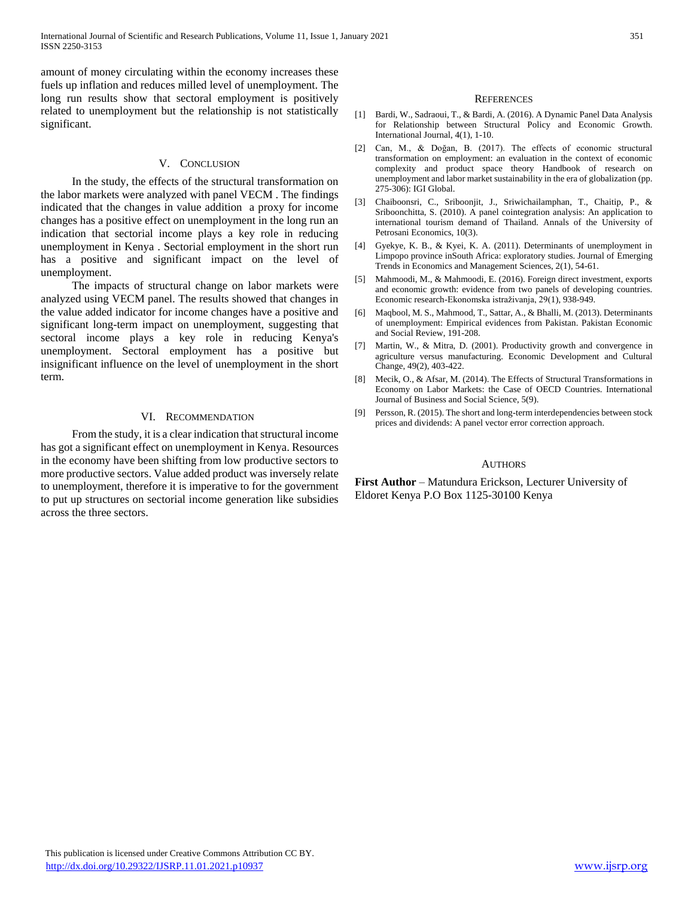amount of money circulating within the economy increases these fuels up inflation and reduces milled level of unemployment. The long run results show that sectoral employment is positively related to unemployment but the relationship is not statistically significant.

## V. Conclusion

In the study, the effects of the structural transformation on the labor markets were analyzed with panel VECM . The findings indicated that the changes in value addition a proxy for income changes has a positive effect on unemployment in the long run an indication that sectorial income plays a key role in reducing unemployment in Kenya . Sectorial employment in the short run has a positive and significant impact on the level of unemployment.

The impacts of structural change on labor markets were analyzed using VECM panel. The results showed that changes in the value added indicator for income changes have a positive and significant long-term impact on unemployment, suggesting that sectoral income plays a key role in reducing Kenya's unemployment. Sectoral employment has a positive but insignificant influence on the level of unemployment in the short term.

## VI. Recommendation

From the study, it is a clear indication that structural income has got a significant effect on unemployment in Kenya. Resources in the economy have been shifting from low productive sectors to more productive sectors. Value added product was inversely relate to unemployment, therefore it is imperative to for the government to put up structures on sectorial income generation like subsidies across the three sectors.

## References

[1] Bardi, W., Sadraoui, T., & Bardi, A. (2016). A Dynamic Panel Data Analysis for Relationship between Structural Policy and Economic Growth. International Journal, 4(1), 1-10.

[2] Can, M., & Doğan, B. (2017). The effects of economic structural transformation on employment: an evaluation in the context of economic complexity and product space theory Handbook of research on unemployment and labor market sustainability in the era of globalization (pp. 275-306): IGI Global.

[3] Chaiboonsri, C., Sriboonjit, J., Sriwichailamphan, T., Chaitip, P., & Sriboonchitta, S. (2010). A panel cointegration analysis: An application to international tourism demand of Thailand. Annals of the University of Petrosani Economics, 10(3).

[4] Gyekye, K. B., & Kyei, K. A. (2011). Determinants of unemployment in Limpopo province inSouth Africa: exploratory studies. Journal of Emerging Trends in Economics and Management Sciences, 2(1), 54-61.

[5] Mahmoodi, M., & Mahmoodi, E. (2016). Foreign direct investment, exports and economic growth: evidence from two panels of developing countries. Economic research-Ekonomska istraživanja, 29(1), 938-949.

[6] Maqbool, M. S., Mahmood, T., Sattar, A., & Bhalli, M. (2013). Determinants of unemployment: Empirical evidences from Pakistan. Pakistan Economic and Social Review, 191-208.

[7] Martin, W., & Mitra, D. (2001). Productivity growth and convergence in agriculture versus manufacturing. Economic Development and Cultural Change, 49(2), 403-422.

[8] Mecik, O., & Afsar, M. (2014). The Effects of Structural Transformations in Economy on Labor Markets: the Case of OECD Countries. International Journal of Business and Social Science, 5(9).

[9] Persson, R. (2015). The short and long-term interdependencies between stock prices and dividends: A panel vector error correction approach.

## Authors

**First Author** – Matundura Erickson, Lecturer University of Eldoret Kenya P.O Box 1125-30100 Kenya